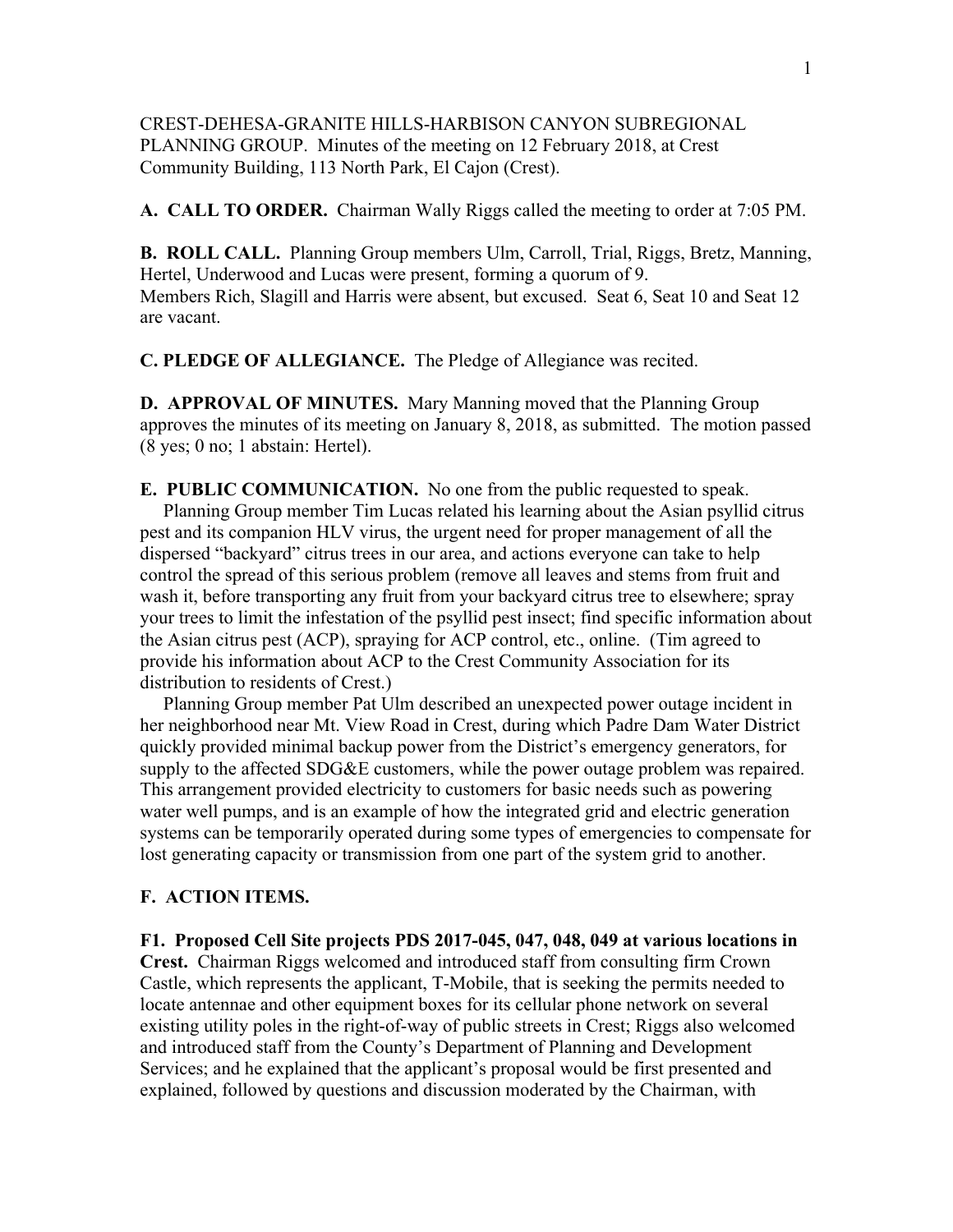CREST-DEHESA-GRANITE HILLS-HARBISON CANYON SUBREGIONAL PLANNING GROUP. Minutes of the meeting on 12 February 2018, at Crest Community Building, 113 North Park, El Cajon (Crest).

**A. CALL TO ORDER.** Chairman Wally Riggs called the meeting to order at 7:05 PM.

**B. ROLL CALL.** Planning Group members Ulm, Carroll, Trial, Riggs, Bretz, Manning, Hertel, Underwood and Lucas were present, forming a quorum of 9.
Members Rich, Slagill and Harris were absent, but excused. Seat 6, Seat 10 and Seat 12 are vacant.

**C. PLEDGE OF ALLEGIANCE.** The Pledge of Allegiance was recited.

**D. APPROVAL OF MINUTES.** Mary Manning moved that the Planning Group approves the minutes of its meeting on January 8, 2018, as submitted. The motion passed (8 yes; 0 no; 1 abstain: Hertel).

**E. PUBLIC COMMUNICATION.** No one from the public requested to speak.

Planning Group member Tim Lucas related his learning about the Asian psyllid citrus pest and its companion HLV virus, the urgent need for proper management of all the dispersed "backyard" citrus trees in our area, and actions everyone can take to help control the spread of this serious problem (remove all leaves and stems from fruit and wash it, before transporting any fruit from your backyard citrus tree to elsewhere; spray your trees to limit the infestation of the psyllid pest insect; find specific information about the Asian citrus pest (ACP), spraying for ACP control, etc., online. (Tim agreed to provide his information about ACP to the Crest Community Association for its distribution to residents of Crest.)

Planning Group member Pat Ulm described an unexpected power outage incident in her neighborhood near Mt. View Road in Crest, during which Padre Dam Water District quickly provided minimal backup power from the District's emergency generators, for supply to the affected SDG&E customers, while the power outage problem was repaired. This arrangement provided electricity to customers for basic needs such as powering water well pumps, and is an example of how the integrated grid and electric generation systems can be temporarily operated during some types of emergencies to compensate for lost generating capacity or transmission from one part of the system grid to another.

**F. ACTION ITEMS.**

**F1. Proposed Cell Site projects PDS 2017-045, 047, 048, 049 at various locations in Crest.** Chairman Riggs welcomed and introduced staff from consulting firm Crown Castle, which represents the applicant, T-Mobile, that is seeking the permits needed to locate antennae and other equipment boxes for its cellular phone network on several existing utility poles in the right-of-way of public streets in Crest; Riggs also welcomed and introduced staff from the County's Department of Planning and Development Services; and he explained that the applicant's proposal would be first presented and explained, followed by questions and discussion moderated by the Chairman, with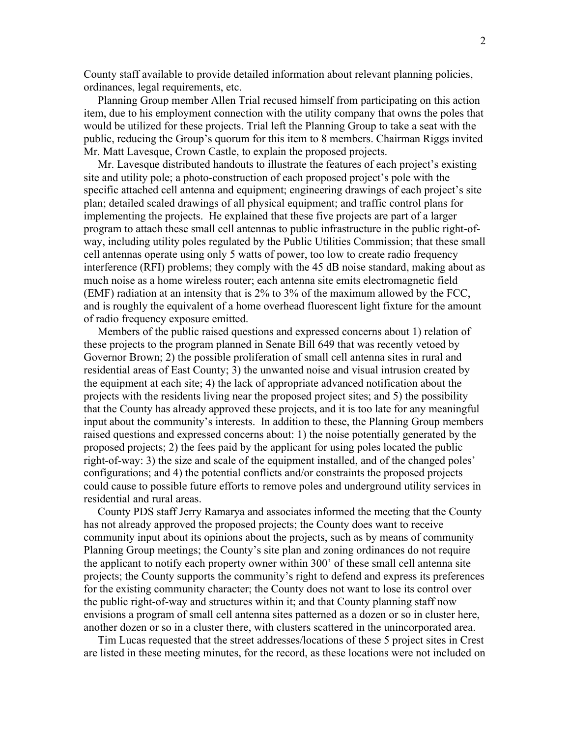County staff available to provide detailed information about relevant planning policies, ordinances, legal requirements, etc.

Planning Group member Allen Trial recused himself from participating on this action item, due to his employment connection with the utility company that owns the poles that would be utilized for these projects. Trial left the Planning Group to take a seat with the public, reducing the Group's quorum for this item to 8 members. Chairman Riggs invited Mr. Matt Lavesque, Crown Castle, to explain the proposed projects.

Mr. Lavesque distributed handouts to illustrate the features of each project's existing site and utility pole; a photo-construction of each proposed project's pole with the specific attached cell antenna and equipment; engineering drawings of each project's site plan; detailed scaled drawings of all physical equipment; and traffic control plans for implementing the projects. He explained that these five projects are part of a larger program to attach these small cell antennas to public infrastructure in the public right-of-way, including utility poles regulated by the Public Utilities Commission; that these small cell antennas operate using only 5 watts of power, too low to create radio frequency interference (RFI) problems; they comply with the 45 dB noise standard, making about as much noise as a home wireless router; each antenna site emits electromagnetic field (EMF) radiation at an intensity that is 2% to 3% of the maximum allowed by the FCC, and is roughly the equivalent of a home overhead fluorescent light fixture for the amount of radio frequency exposure emitted.

Members of the public raised questions and expressed concerns about 1) relation of these projects to the program planned in Senate Bill 649 that was recently vetoed by Governor Brown; 2) the possible proliferation of small cell antenna sites in rural and residential areas of East County; 3) the unwanted noise and visual intrusion created by the equipment at each site; 4) the lack of appropriate advanced notification about the projects with the residents living near the proposed project sites; and 5) the possibility that the County has already approved these projects, and it is too late for any meaningful input about the community's interests. In addition to these, the Planning Group members raised questions and expressed concerns about: 1) the noise potentially generated by the proposed projects; 2) the fees paid by the applicant for using poles located the public right-of-way: 3) the size and scale of the equipment installed, and of the changed poles' configurations; and 4) the potential conflicts and/or constraints the proposed projects could cause to possible future efforts to remove poles and underground utility services in residential and rural areas.

County PDS staff Jerry Ramarya and associates informed the meeting that the County has not already approved the proposed projects; the County does want to receive community input about its opinions about the projects, such as by means of community Planning Group meetings; the County's site plan and zoning ordinances do not require the applicant to notify each property owner within 300' of these small cell antenna site projects; the County supports the community's right to defend and express its preferences for the existing community character; the County does not want to lose its control over the public right-of-way and structures within it; and that County planning staff now envisions a program of small cell antenna sites patterned as a dozen or so in cluster here, another dozen or so in a cluster there, with clusters scattered in the unincorporated area.

Tim Lucas requested that the street addresses/locations of these 5 project sites in Crest are listed in these meeting minutes, for the record, as these locations were not included on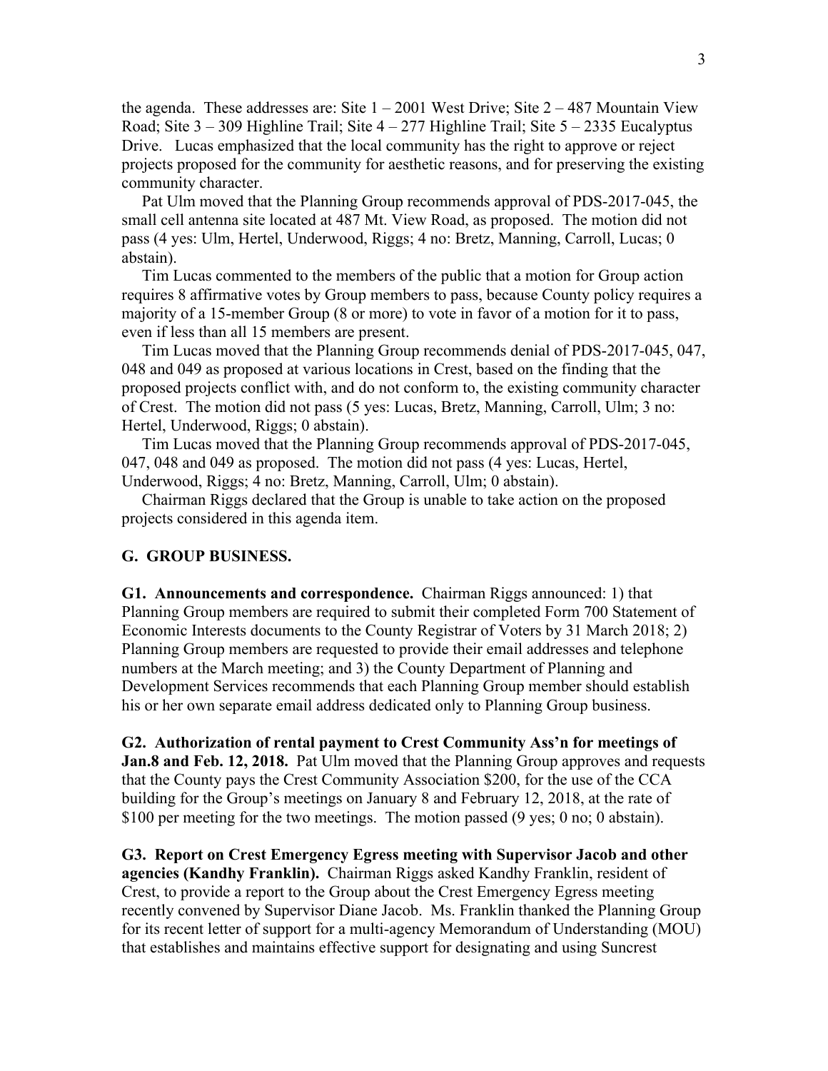the agenda. These addresses are: Site 1 – 2001 West Drive; Site 2 – 487 Mountain View Road; Site 3 – 309 Highline Trail; Site 4 – 277 Highline Trail; Site 5 – 2335 Eucalyptus Drive. Lucas emphasized that the local community has the right to approve or reject projects proposed for the community for aesthetic reasons, and for preserving the existing community character.

Pat Ulm moved that the Planning Group recommends approval of PDS-2017-045, the small cell antenna site located at 487 Mt. View Road, as proposed. The motion did not pass (4 yes: Ulm, Hertel, Underwood, Riggs; 4 no: Bretz, Manning, Carroll, Lucas; 0 abstain).

Tim Lucas commented to the members of the public that a motion for Group action requires 8 affirmative votes by Group members to pass, because County policy requires a majority of a 15-member Group (8 or more) to vote in favor of a motion for it to pass, even if less than all 15 members are present.

Tim Lucas moved that the Planning Group recommends denial of PDS-2017-045, 047, 048 and 049 as proposed at various locations in Crest, based on the finding that the proposed projects conflict with, and do not conform to, the existing community character of Crest. The motion did not pass (5 yes: Lucas, Bretz, Manning, Carroll, Ulm; 3 no: Hertel, Underwood, Riggs; 0 abstain).

Tim Lucas moved that the Planning Group recommends approval of PDS-2017-045, 047, 048 and 049 as proposed. The motion did not pass (4 yes: Lucas, Hertel, Underwood, Riggs; 4 no: Bretz, Manning, Carroll, Ulm; 0 abstain).

Chairman Riggs declared that the Group is unable to take action on the proposed projects considered in this agenda item.

## G. GROUP BUSINESS.

**G1. Announcements and correspondence.** Chairman Riggs announced: 1) that Planning Group members are required to submit their completed Form 700 Statement of Economic Interests documents to the County Registrar of Voters by 31 March 2018; 2) Planning Group members are requested to provide their email addresses and telephone numbers at the March meeting; and 3) the County Department of Planning and Development Services recommends that each Planning Group member should establish his or her own separate email address dedicated only to Planning Group business.

**G2. Authorization of rental payment to Crest Community Ass'n for meetings of Jan.8 and Feb. 12, 2018.** Pat Ulm moved that the Planning Group approves and requests that the County pays the Crest Community Association $200, for the use of the CCA building for the Group's meetings on January 8 and February 12, 2018, at the rate of $100 per meeting for the two meetings. The motion passed (9 yes; 0 no; 0 abstain).

**G3. Report on Crest Emergency Egress meeting with Supervisor Jacob and other agencies (Kandhy Franklin).** Chairman Riggs asked Kandhy Franklin, resident of Crest, to provide a report to the Group about the Crest Emergency Egress meeting recently convened by Supervisor Diane Jacob. Ms. Franklin thanked the Planning Group for its recent letter of support for a multi-agency Memorandum of Understanding (MOU) that establishes and maintains effective support for designating and using Suncrest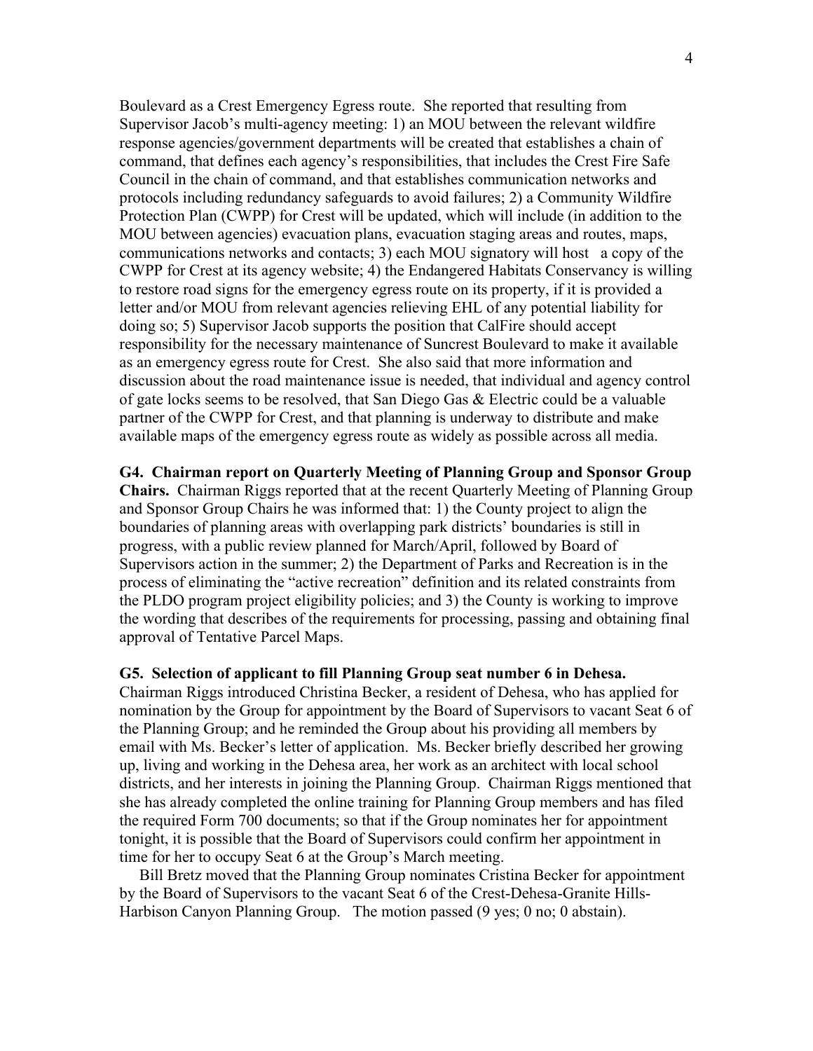Boulevard as a Crest Emergency Egress route. She reported that resulting from Supervisor Jacob's multi-agency meeting: 1) an MOU between the relevant wildfire response agencies/government departments will be created that establishes a chain of command, that defines each agency's responsibilities, that includes the Crest Fire Safe Council in the chain of command, and that establishes communication networks and protocols including redundancy safeguards to avoid failures; 2) a Community Wildfire Protection Plan (CWPP) for Crest will be updated, which will include (in addition to the MOU between agencies) evacuation plans, evacuation staging areas and routes, maps, communications networks and contacts; 3) each MOU signatory will host a copy of the CWPP for Crest at its agency website; 4) the Endangered Habitats Conservancy is willing to restore road signs for the emergency egress route on its property, if it is provided a letter and/or MOU from relevant agencies relieving EHL of any potential liability for doing so; 5) Supervisor Jacob supports the position that CalFire should accept responsibility for the necessary maintenance of Suncrest Boulevard to make it available as an emergency egress route for Crest. She also said that more information and discussion about the road maintenance issue is needed, that individual and agency control of gate locks seems to be resolved, that San Diego Gas & Electric could be a valuable partner of the CWPP for Crest, and that planning is underway to distribute and make available maps of the emergency egress route as widely as possible across all media.

**G4. Chairman report on Quarterly Meeting of Planning Group and Sponsor Group Chairs.** Chairman Riggs reported that at the recent Quarterly Meeting of Planning Group and Sponsor Group Chairs he was informed that: 1) the County project to align the boundaries of planning areas with overlapping park districts' boundaries is still in progress, with a public review planned for March/April, followed by Board of Supervisors action in the summer; 2) the Department of Parks and Recreation is in the process of eliminating the "active recreation" definition and its related constraints from the PLDO program project eligibility policies; and 3) the County is working to improve the wording that describes of the requirements for processing, passing and obtaining final approval of Tentative Parcel Maps.

**G5. Selection of applicant to fill Planning Group seat number 6 in Dehesa.** Chairman Riggs introduced Christina Becker, a resident of Dehesa, who has applied for nomination by the Group for appointment by the Board of Supervisors to vacant Seat 6 of the Planning Group; and he reminded the Group about his providing all members by email with Ms. Becker's letter of application. Ms. Becker briefly described her growing up, living and working in the Dehesa area, her work as an architect with local school districts, and her interests in joining the Planning Group. Chairman Riggs mentioned that she has already completed the online training for Planning Group members and has filed the required Form 700 documents; so that if the Group nominates her for appointment tonight, it is possible that the Board of Supervisors could confirm her appointment in time for her to occupy Seat 6 at the Group's March meeting.

Bill Bretz moved that the Planning Group nominates Cristina Becker for appointment by the Board of Supervisors to the vacant Seat 6 of the Crest-Dehesa-Granite Hills-Harbison Canyon Planning Group. The motion passed (9 yes; 0 no; 0 abstain).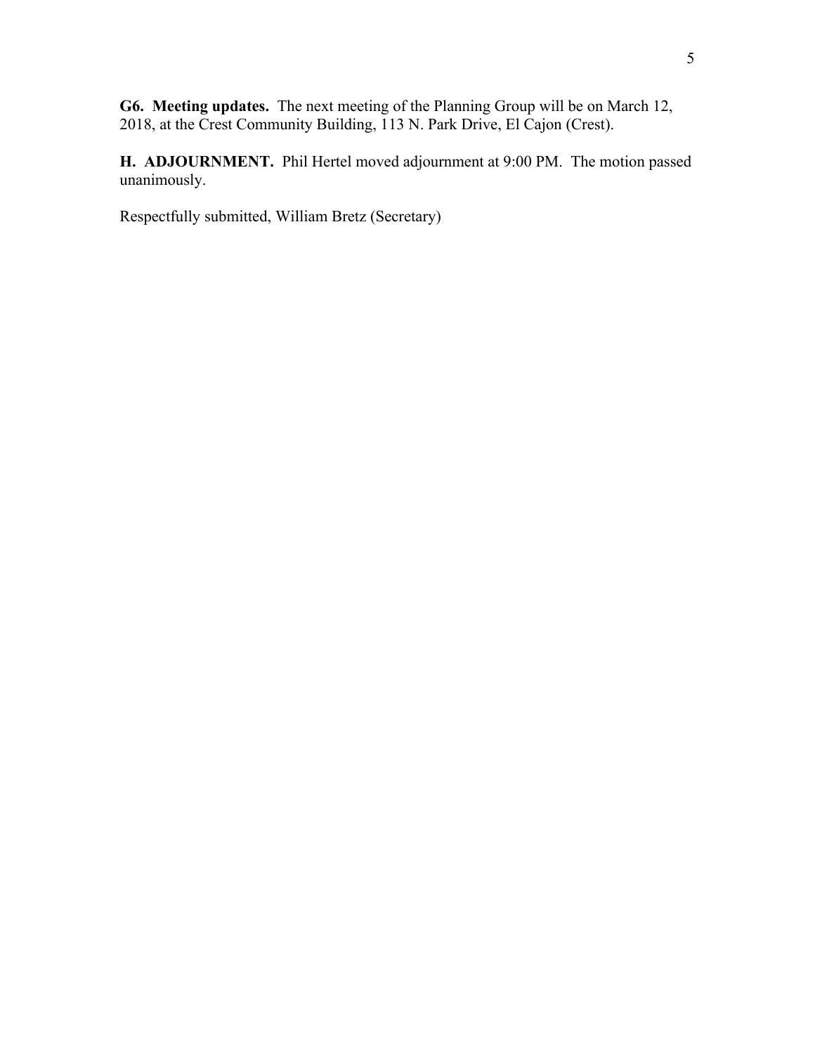**G6. Meeting updates.** The next meeting of the Planning Group will be on March 12, 2018, at the Crest Community Building, 113 N. Park Drive, El Cajon (Crest).

**H. ADJOURNMENT.** Phil Hertel moved adjournment at 9:00 PM. The motion passed unanimously.

Respectfully submitted, William Bretz (Secretary)